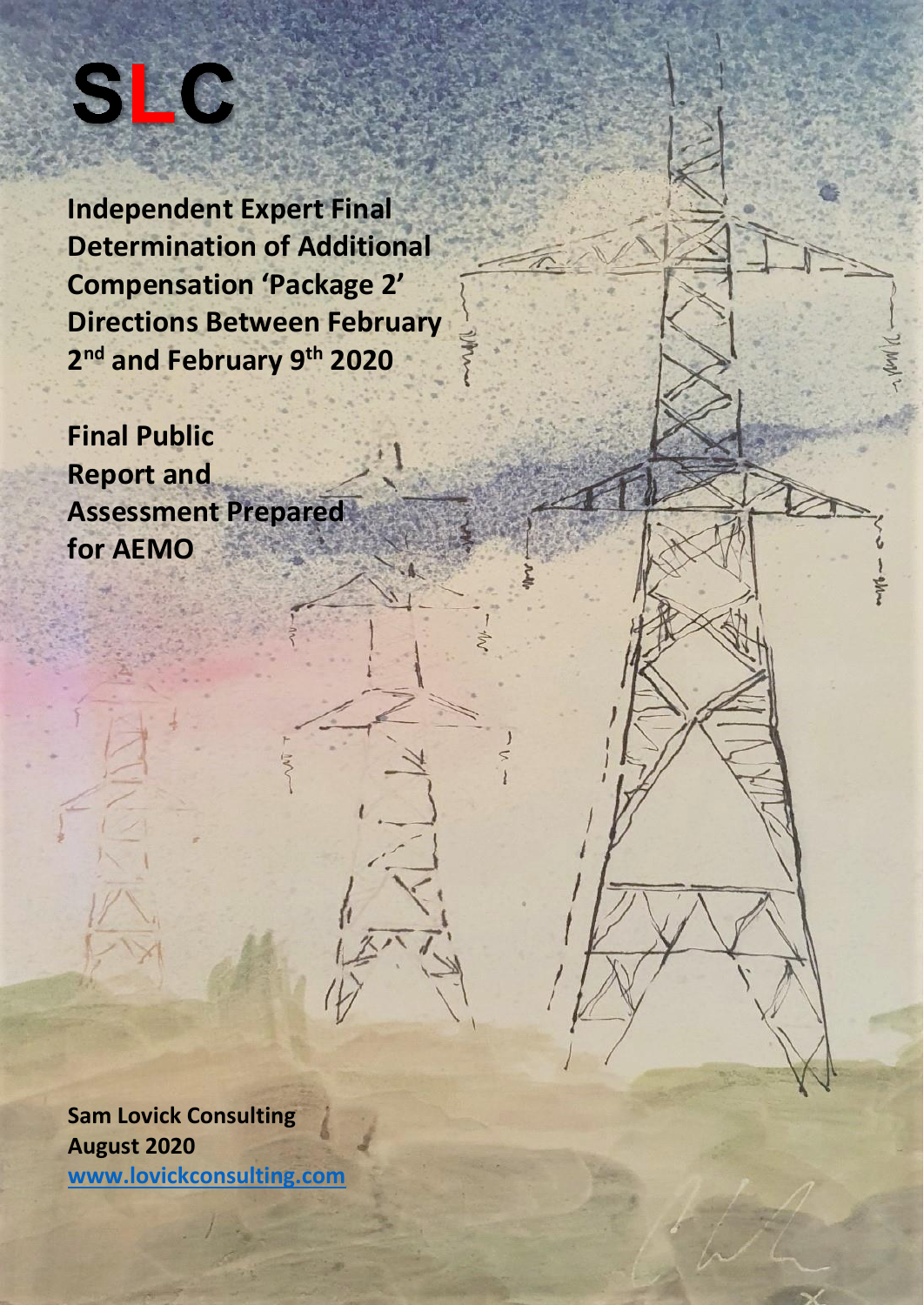**SLC**

# Independent Expert Final Determination of Additional Compensation 'Package 2' Directions Between February 2nd and February 9th 2020

## Final Public Report and Assessment Prepared for AEMO

**Sam Lovick Consulting**
**August 2020**
**www.lovickconsulting.com**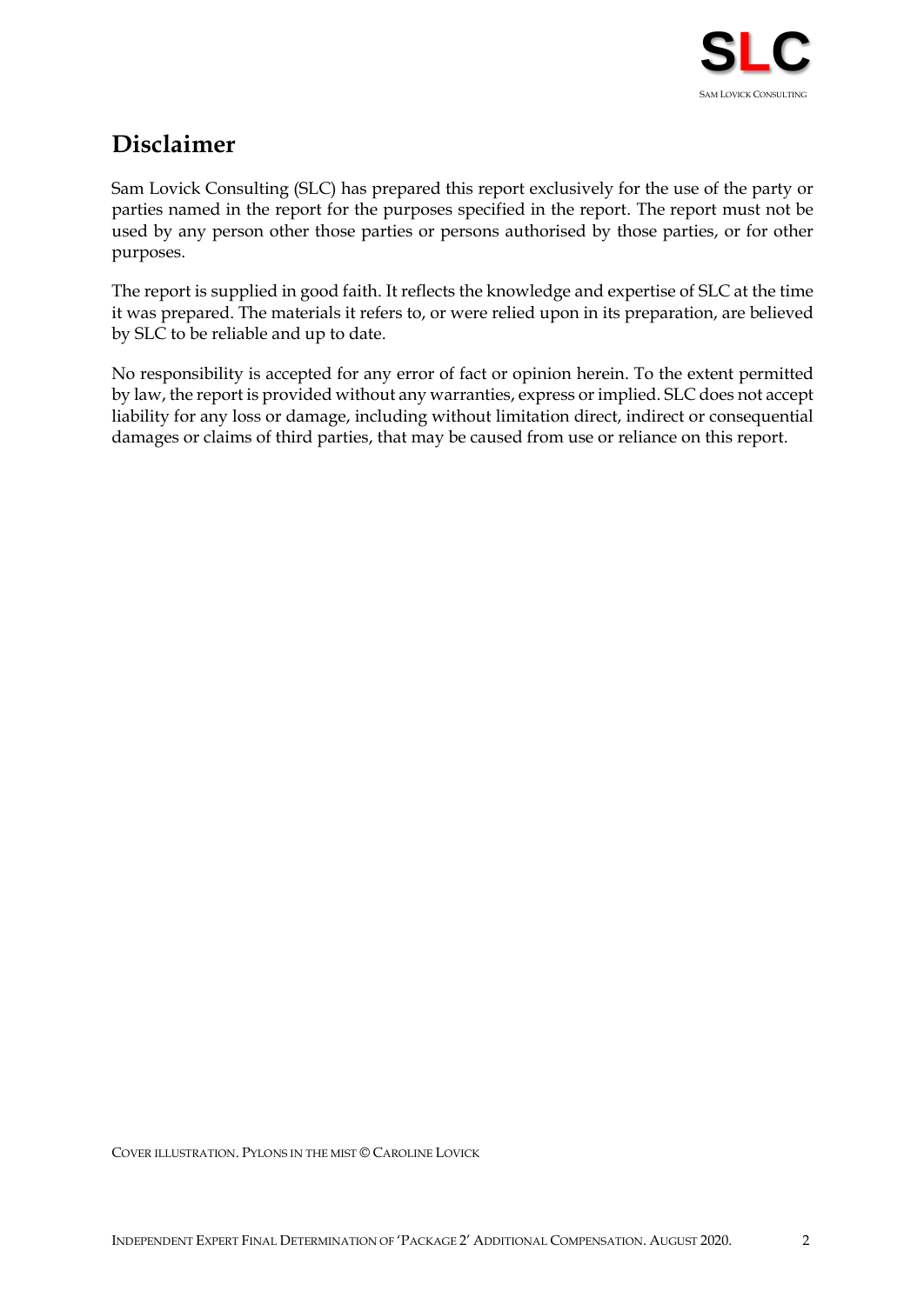## Disclaimer

Sam Lovick Consulting (SLC) has prepared this report exclusively for the use of the party or parties named in the report for the purposes specified in the report. The report must not be used by any person other those parties or persons authorised by those parties, or for other purposes.

The report is supplied in good faith. It reflects the knowledge and expertise of SLC at the time it was prepared. The materials it refers to, or were relied upon in its preparation, are believed by SLC to be reliable and up to date.

No responsibility is accepted for any error of fact or opinion herein. To the extent permitted by law, the report is provided without any warranties, express or implied. SLC does not accept liability for any loss or damage, including without limitation direct, indirect or consequential damages or claims of third parties, that may be caused from use or reliance on this report.

COVER ILLUSTRATION. PYLONS IN THE MIST © CAROLINE LOVICK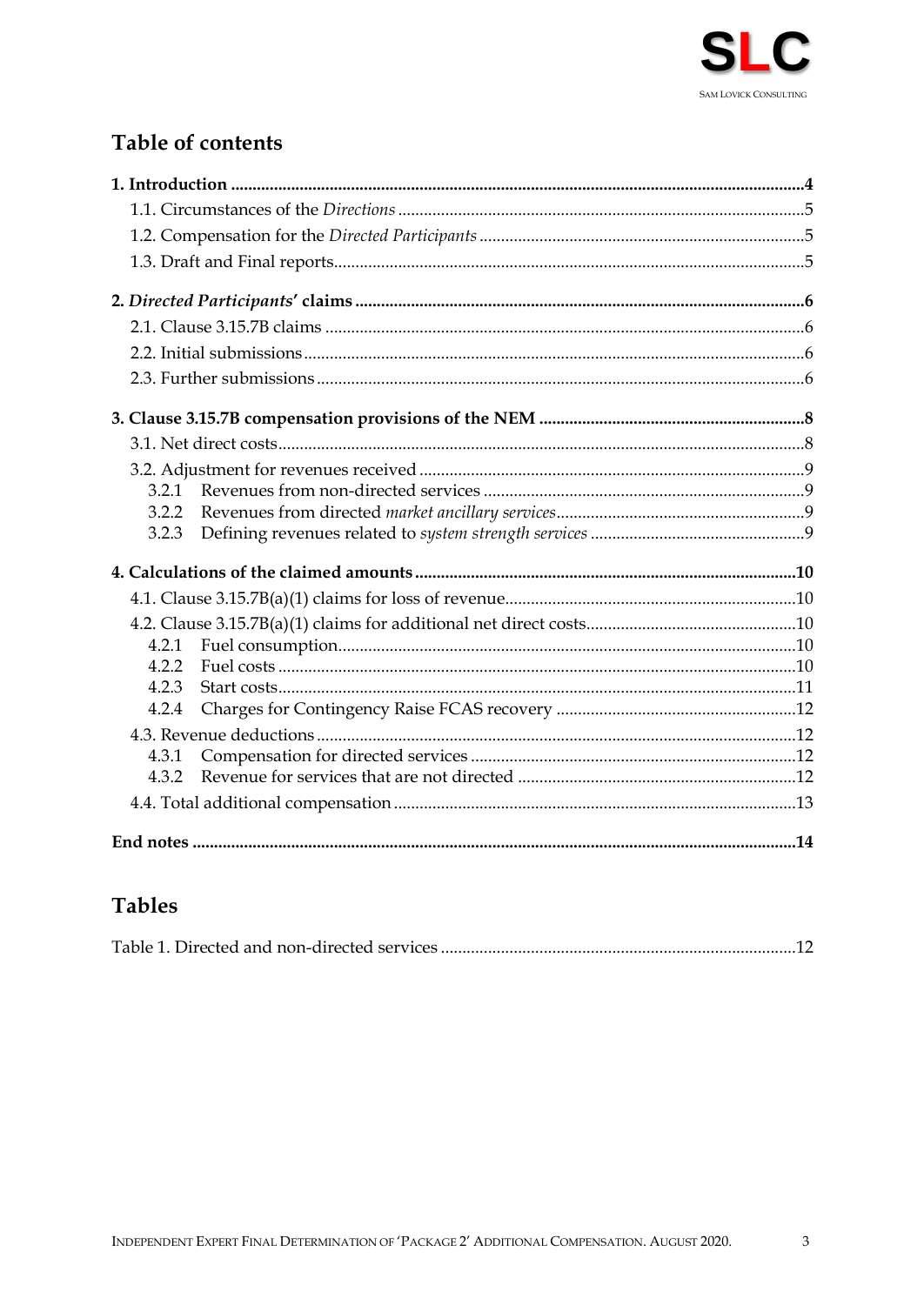## Table of contents

**1. Introduction** .....4

- 1.1. Circumstances of the *Directions* .....5
- 1.2. Compensation for the *Directed Participants* .....5
- 1.3. Draft and Final reports .....5

**2. *Directed Participants'* claims** .....6

- 2.1. Clause 3.15.7B claims .....6
- 2.2. Initial submissions .....6
- 2.3. Further submissions .....6

**3. Clause 3.15.7B compensation provisions of the NEM** .....8

- 3.1. Net direct costs .....8
- 3.2. Adjustment for revenues received .....9
  - 3.2.1 Revenues from non-directed services .....9
  - 3.2.2 Revenues from directed *market ancillary services* .....9
  - 3.2.3 Defining revenues related to *system strength services* .....9

**4. Calculations of the claimed amounts** .....10

- 4.1. Clause 3.15.7B(a)(1) claims for loss of revenue .....10
- 4.2. Clause 3.15.7B(a)(1) claims for additional net direct costs .....10
  - 4.2.1 Fuel consumption .....10
  - 4.2.2 Fuel costs .....10
  - 4.2.3 Start costs .....11
  - 4.2.4 Charges for Contingency Raise FCAS recovery .....12
- 4.3. Revenue deductions .....12
  - 4.3.1 Compensation for directed services .....12
  - 4.3.2 Revenue for services that are not directed .....12
- 4.4. Total additional compensation .....13

**End notes** .....14

## Tables

Table 1. Directed and non-directed services .....12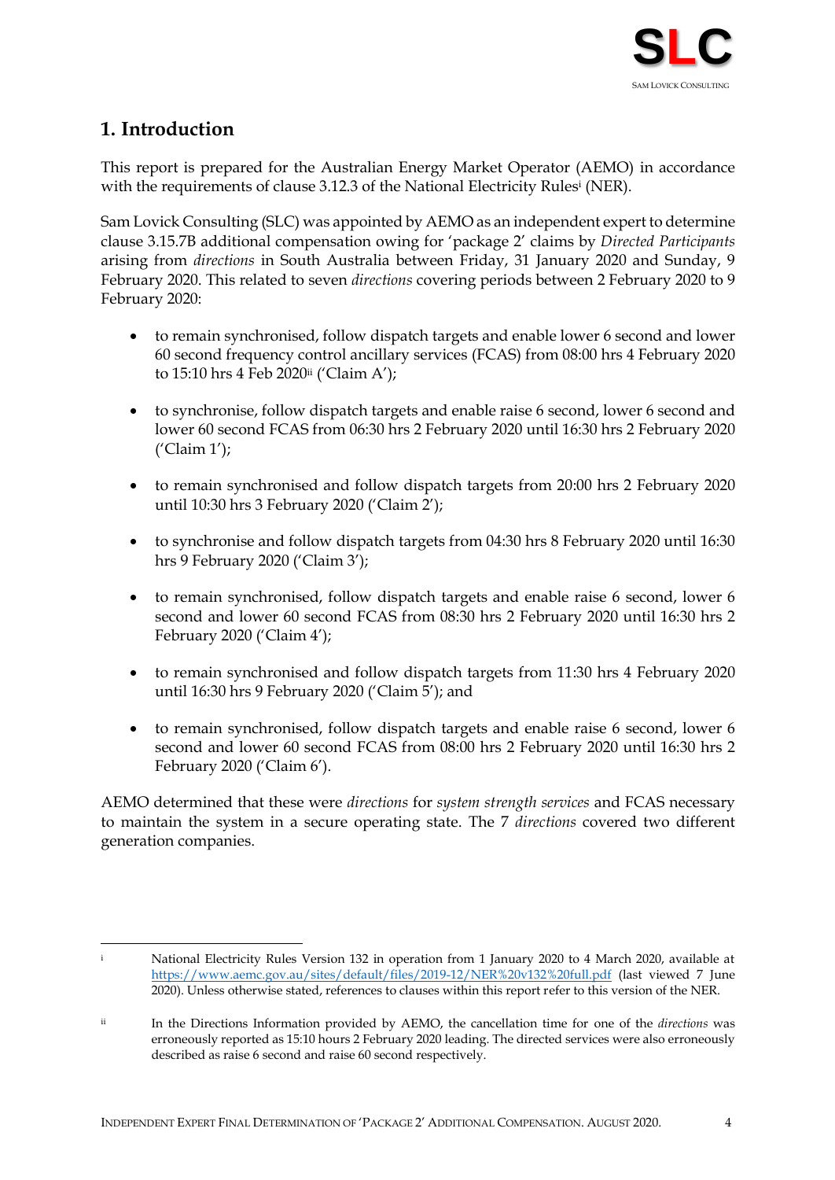# 1. Introduction

This report is prepared for the Australian Energy Market Operator (AEMO) in accordance with the requirements of clause 3.12.3 of the National Electricity Rules[i] (NER).

Sam Lovick Consulting (SLC) was appointed by AEMO as an independent expert to determine clause 3.15.7B additional compensation owing for 'package 2' claims by *Directed Participants* arising from *directions* in South Australia between Friday, 31 January 2020 and Sunday, 9 February 2020. This related to seven *directions* covering periods between 2 February 2020 to 9 February 2020:

- to remain synchronised, follow dispatch targets and enable lower 6 second and lower 60 second frequency control ancillary services (FCAS) from 08:00 hrs 4 February 2020 to 15:10 hrs 4 Feb 2020[ii] ('Claim A');
- to synchronise, follow dispatch targets and enable raise 6 second, lower 6 second and lower 60 second FCAS from 06:30 hrs 2 February 2020 until 16:30 hrs 2 February 2020 ('Claim 1');
- to remain synchronised and follow dispatch targets from 20:00 hrs 2 February 2020 until 10:30 hrs 3 February 2020 ('Claim 2');
- to synchronise and follow dispatch targets from 04:30 hrs 8 February 2020 until 16:30 hrs 9 February 2020 ('Claim 3');
- to remain synchronised, follow dispatch targets and enable raise 6 second, lower 6 second and lower 60 second FCAS from 08:30 hrs 2 February 2020 until 16:30 hrs 2 February 2020 ('Claim 4');
- to remain synchronised and follow dispatch targets from 11:30 hrs 4 February 2020 until 16:30 hrs 9 February 2020 ('Claim 5'); and
- to remain synchronised, follow dispatch targets and enable raise 6 second, lower 6 second and lower 60 second FCAS from 08:00 hrs 2 February 2020 until 16:30 hrs 2 February 2020 ('Claim 6').

AEMO determined that these were *directions* for *system strength services* and FCAS necessary to maintain the system in a secure operating state. The 7 *directions* covered two different generation companies.

---

[i] National Electricity Rules Version 132 in operation from 1 January 2020 to 4 March 2020, available at https://www.aemc.gov.au/sites/default/files/2019-12/NER%20v132%20full.pdf (last viewed 7 June 2020). Unless otherwise stated, references to clauses within this report refer to this version of the NER.

[ii] In the Directions Information provided by AEMO, the cancellation time for one of the *directions* was erroneously reported as 15:10 hours 2 February 2020 leading. The directed services were also erroneously described as raise 6 second and raise 60 second respectively.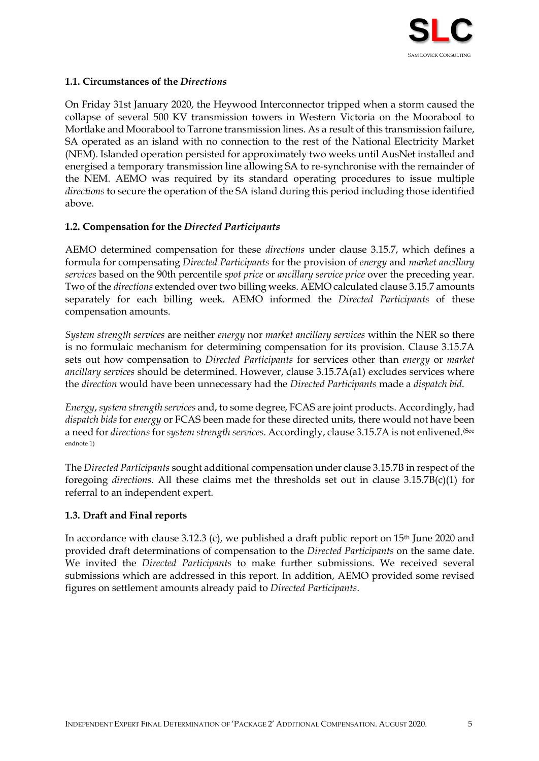### 1.1. Circumstances of the *Directions*

On Friday 31st January 2020, the Heywood Interconnector tripped when a storm caused the collapse of several 500 KV transmission towers in Western Victoria on the Moorabool to Mortlake and Moorabool to Tarrone transmission lines. As a result of this transmission failure, SA operated as an island with no connection to the rest of the National Electricity Market (NEM). Islanded operation persisted for approximately two weeks until AusNet installed and energised a temporary transmission line allowing SA to re-synchronise with the remainder of the NEM. AEMO was required by its standard operating procedures to issue multiple *directions* to secure the operation of the SA island during this period including those identified above.

### 1.2. Compensation for the *Directed Participants*

AEMO determined compensation for these *directions* under clause 3.15.7, which defines a formula for compensating *Directed Participants* for the provision of *energy* and *market ancillary services* based on the 90th percentile *spot price* or *ancillary service price* over the preceding year. Two of the *directions* extended over two billing weeks. AEMO calculated clause 3.15.7 amounts separately for each billing week. AEMO informed the *Directed Participants* of these compensation amounts.

*System strength services* are neither *energy* nor *market ancillary services* within the NER so there is no formulaic mechanism for determining compensation for its provision. Clause 3.15.7A sets out how compensation to *Directed Participants* for services other than *energy* or *market ancillary services* should be determined. However, clause 3.15.7A(a1) excludes services where the *direction* would have been unnecessary had the *Directed Participants* made a *dispatch bid*.

*Energy*, *system strength services* and, to some degree, FCAS are joint products. Accordingly, had *dispatch bids* for *energy* or FCAS been made for these directed units, there would not have been a need for *directions* for *system strength services*. Accordingly, clause 3.15.7A is not enlivened.(See endnote 1)

The *Directed Participants* sought additional compensation under clause 3.15.7B in respect of the foregoing *directions*. All these claims met the thresholds set out in clause 3.15.7B(c)(1) for referral to an independent expert.

### 1.3. Draft and Final reports

In accordance with clause 3.12.3 (c), we published a draft public report on 15th June 2020 and provided draft determinations of compensation to the *Directed Participants* on the same date. We invited the *Directed Participants* to make further submissions. We received several submissions which are addressed in this report. In addition, AEMO provided some revised figures on settlement amounts already paid to *Directed Participants*.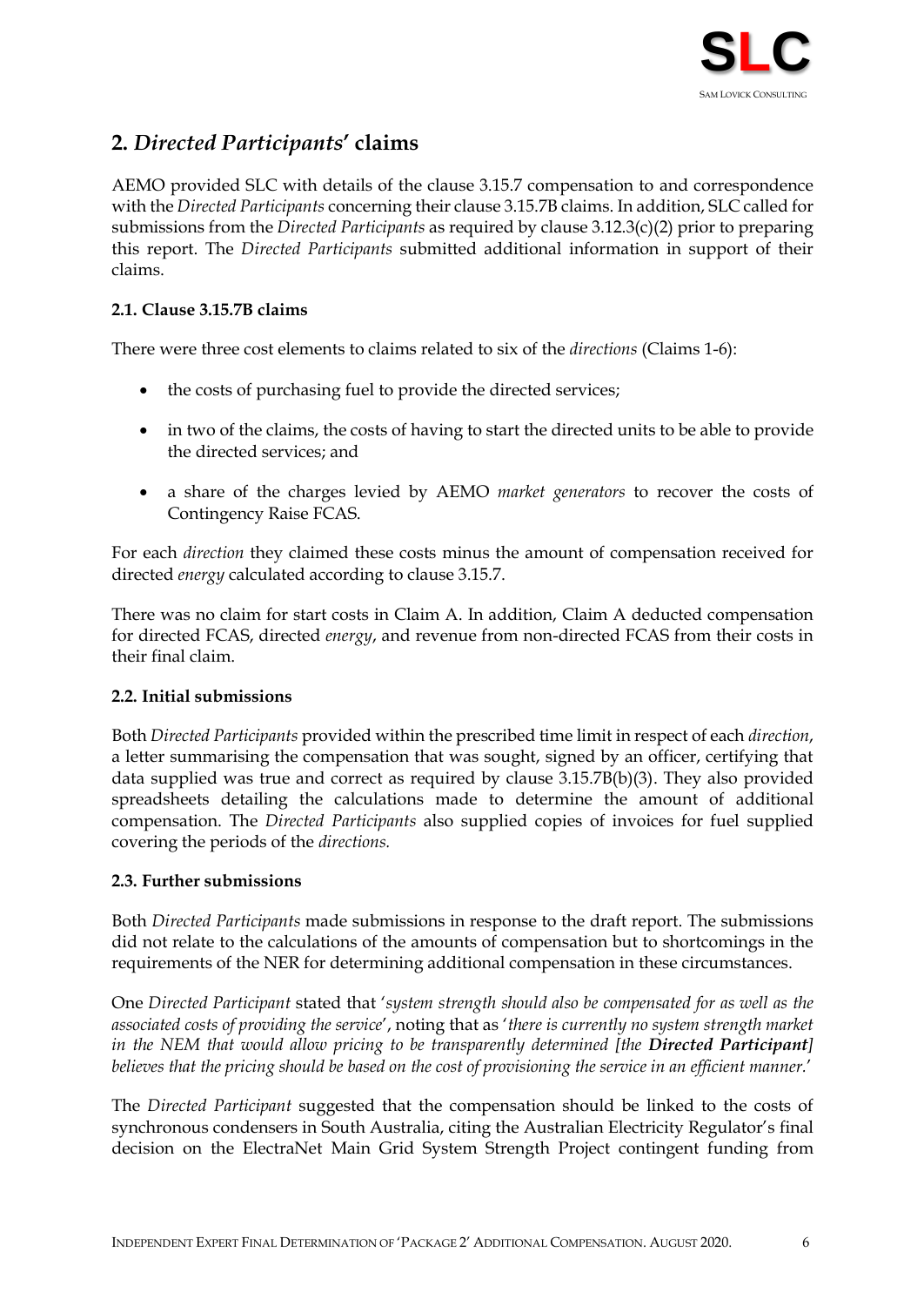## 2. *Directed Participants*' claims

AEMO provided SLC with details of the clause 3.15.7 compensation to and correspondence with the *Directed Participants* concerning their clause 3.15.7B claims. In addition, SLC called for submissions from the *Directed Participants* as required by clause 3.12.3(c)(2) prior to preparing this report. The *Directed Participants* submitted additional information in support of their claims.

### 2.1. Clause 3.15.7B claims

There were three cost elements to claims related to six of the *directions* (Claims 1-6):

- the costs of purchasing fuel to provide the directed services;
- in two of the claims, the costs of having to start the directed units to be able to provide the directed services; and
- a share of the charges levied by AEMO *market generators* to recover the costs of Contingency Raise FCAS.

For each *direction* they claimed these costs minus the amount of compensation received for directed *energy* calculated according to clause 3.15.7.

There was no claim for start costs in Claim A. In addition, Claim A deducted compensation for directed FCAS, directed *energy*, and revenue from non-directed FCAS from their costs in their final claim.

### 2.2. Initial submissions

Both *Directed Participants* provided within the prescribed time limit in respect of each *direction*, a letter summarising the compensation that was sought, signed by an officer, certifying that data supplied was true and correct as required by clause 3.15.7B(b)(3). They also provided spreadsheets detailing the calculations made to determine the amount of additional compensation. The *Directed Participants* also supplied copies of invoices for fuel supplied covering the periods of the *directions.*

### 2.3. Further submissions

Both *Directed Participants* made submissions in response to the draft report. The submissions did not relate to the calculations of the amounts of compensation but to shortcomings in the requirements of the NER for determining additional compensation in these circumstances.

One *Directed Participant* stated that '*system strength should also be compensated for as well as the associated costs of providing the service*', noting that as '*there is currently no system strength market in the NEM that would allow pricing to be transparently determined [the **Directed Participant**] believes that the pricing should be based on the cost of provisioning the service in an efficient manner.*'

The *Directed Participant* suggested that the compensation should be linked to the costs of synchronous condensers in South Australia, citing the Australian Electricity Regulator's final decision on the ElectraNet Main Grid System Strength Project contingent funding from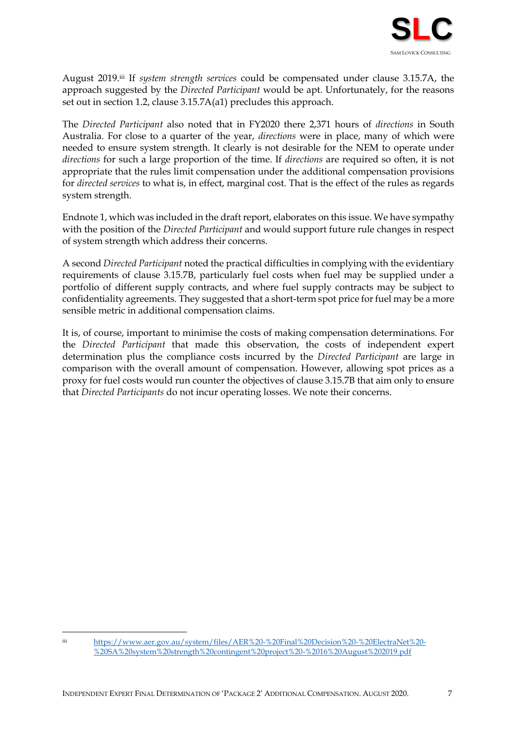August 2019.[iii] If *system strength services* could be compensated under clause 3.15.7A, the approach suggested by the *Directed Participant* would be apt. Unfortunately, for the reasons set out in section 1.2, clause 3.15.7A(a1) precludes this approach.

The *Directed Participant* also noted that in FY2020 there 2,371 hours of *directions* in South Australia. For close to a quarter of the year, *directions* were in place, many of which were needed to ensure system strength. It clearly is not desirable for the NEM to operate under *directions* for such a large proportion of the time. If *directions* are required so often, it is not appropriate that the rules limit compensation under the additional compensation provisions for *directed services* to what is, in effect, marginal cost. That is the effect of the rules as regards system strength.

Endnote 1, which was included in the draft report, elaborates on this issue. We have sympathy with the position of the *Directed Participant* and would support future rule changes in respect of system strength which address their concerns.

A second *Directed Participant* noted the practical difficulties in complying with the evidentiary requirements of clause 3.15.7B, particularly fuel costs when fuel may be supplied under a portfolio of different supply contracts, and where fuel supply contracts may be subject to confidentiality agreements. They suggested that a short-term spot price for fuel may be a more sensible metric in additional compensation claims.

It is, of course, important to minimise the costs of making compensation determinations. For the *Directed Participant* that made this observation, the costs of independent expert determination plus the compliance costs incurred by the *Directed Participant* are large in comparison with the overall amount of compensation. However, allowing spot prices as a proxy for fuel costs would run counter the objectives of clause 3.15.7B that aim only to ensure that *Directed Participants* do not incur operating losses. We note their concerns.

---

iii https://www.aer.gov.au/system/files/AER%20-%20Final%20Decision%20-%20ElectraNet%20-%20SA%20system%20strength%20contingent%20project%20-%2016%20August%202019.pdf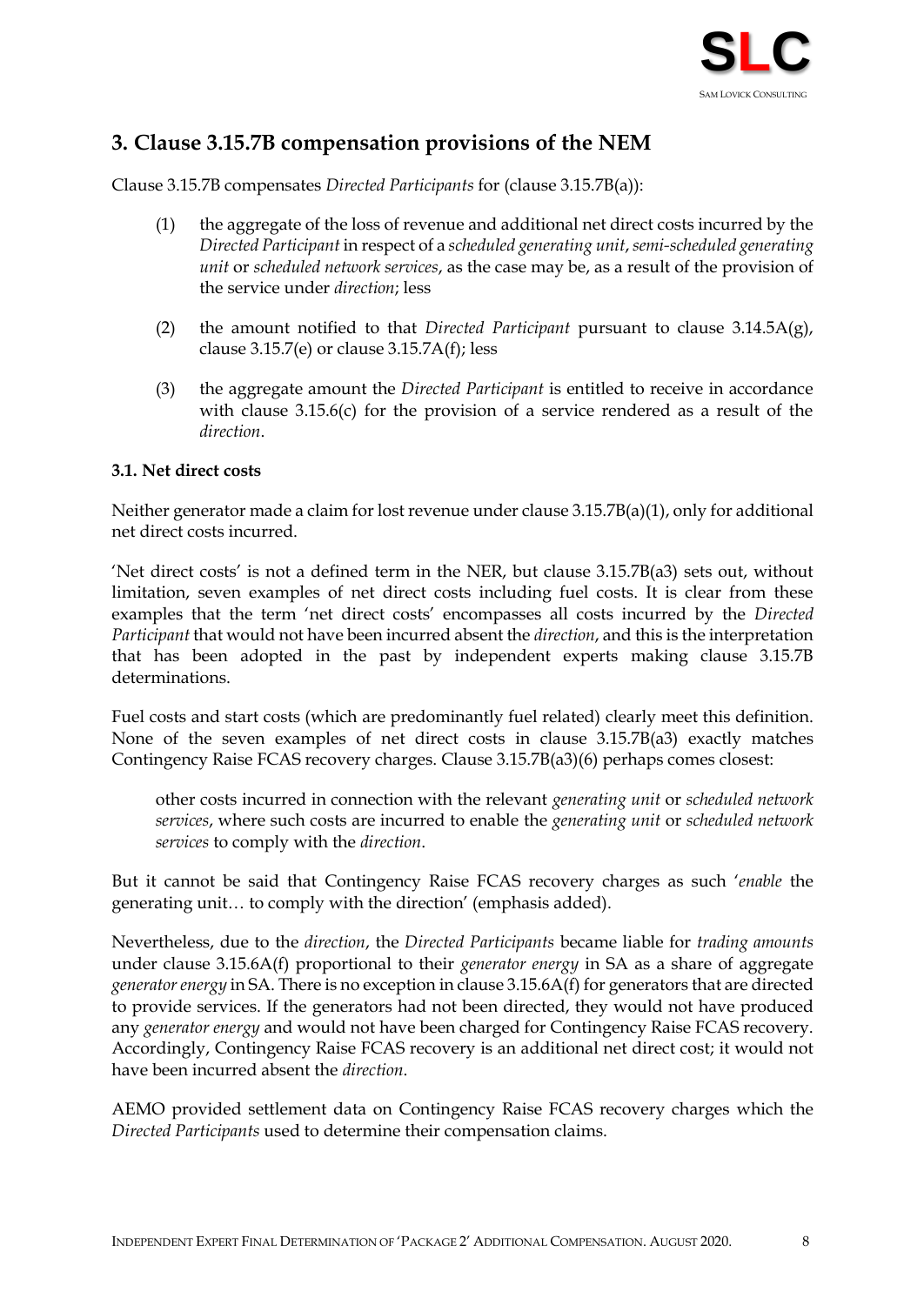## 3. Clause 3.15.7B compensation provisions of the NEM

Clause 3.15.7B compensates *Directed Participants* for (clause 3.15.7B(a)):

(1) the aggregate of the loss of revenue and additional net direct costs incurred by the *Directed Participant* in respect of a *scheduled generating unit*, *semi-scheduled generating unit* or *scheduled network services*, as the case may be, as a result of the provision of the service under *direction*; less

(2) the amount notified to that *Directed Participant* pursuant to clause 3.14.5A(g), clause 3.15.7(e) or clause 3.15.7A(f); less

(3) the aggregate amount the *Directed Participant* is entitled to receive in accordance with clause 3.15.6(c) for the provision of a service rendered as a result of the *direction*.

### 3.1. Net direct costs

Neither generator made a claim for lost revenue under clause 3.15.7B(a)(1), only for additional net direct costs incurred.

'Net direct costs' is not a defined term in the NER, but clause 3.15.7B(a3) sets out, without limitation, seven examples of net direct costs including fuel costs. It is clear from these examples that the term 'net direct costs' encompasses all costs incurred by the *Directed Participant* that would not have been incurred absent the *direction*, and this is the interpretation that has been adopted in the past by independent experts making clause 3.15.7B determinations.

Fuel costs and start costs (which are predominantly fuel related) clearly meet this definition. None of the seven examples of net direct costs in clause 3.15.7B(a3) exactly matches Contingency Raise FCAS recovery charges. Clause 3.15.7B(a3)(6) perhaps comes closest:

> other costs incurred in connection with the relevant *generating unit* or *scheduled network services*, where such costs are incurred to enable the *generating unit* or *scheduled network services* to comply with the *direction*.

But it cannot be said that Contingency Raise FCAS recovery charges as such '*enable* the generating unit… to comply with the direction' (emphasis added).

Nevertheless, due to the *direction*, the *Directed Participants* became liable for *trading amounts* under clause 3.15.6A(f) proportional to their *generator energy* in SA as a share of aggregate *generator energy* in SA. There is no exception in clause 3.15.6A(f) for generators that are directed to provide services. If the generators had not been directed, they would not have produced any *generator energy* and would not have been charged for Contingency Raise FCAS recovery. Accordingly, Contingency Raise FCAS recovery is an additional net direct cost; it would not have been incurred absent the *direction*.

AEMO provided settlement data on Contingency Raise FCAS recovery charges which the *Directed Participants* used to determine their compensation claims.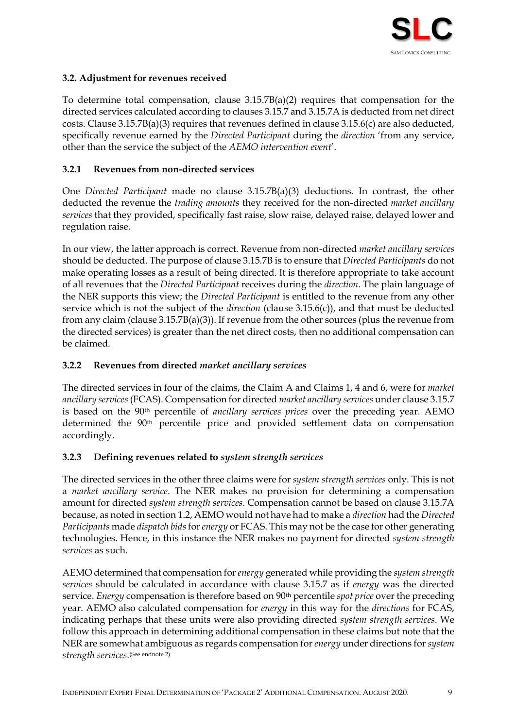### 3.2. Adjustment for revenues received

To determine total compensation, clause 3.15.7B(a)(2) requires that compensation for the directed services calculated according to clauses 3.15.7 and 3.15.7A is deducted from net direct costs. Clause 3.15.7B(a)(3) requires that revenues defined in clause 3.15.6(c) are also deducted, specifically revenue earned by the *Directed Participant* during the *direction* 'from any service, other than the service the subject of the *AEMO intervention event*'.

#### 3.2.1 Revenues from non-directed services

One *Directed Participant* made no clause 3.15.7B(a)(3) deductions. In contrast, the other deducted the revenue the *trading amounts* they received for the non-directed *market ancillary services* that they provided, specifically fast raise, slow raise, delayed raise, delayed lower and regulation raise.

In our view, the latter approach is correct. Revenue from non-directed *market ancillary services* should be deducted. The purpose of clause 3.15.7B is to ensure that *Directed Participants* do not make operating losses as a result of being directed. It is therefore appropriate to take account of all revenues that the *Directed Participant* receives during the *direction*. The plain language of the NER supports this view; the *Directed Participant* is entitled to the revenue from any other service which is not the subject of the *direction* (clause 3.15.6(c)), and that must be deducted from any claim (clause 3.15.7B(a)(3)). If revenue from the other sources (plus the revenue from the directed services) is greater than the net direct costs, then no additional compensation can be claimed.

#### 3.2.2 Revenues from directed *market ancillary services*

The directed services in four of the claims, the Claim A and Claims 1, 4 and 6, were for *market ancillary services* (FCAS). Compensation for directed *market ancillary services* under clause 3.15.7 is based on the 90th percentile of *ancillary services prices* over the preceding year. AEMO determined the 90th percentile price and provided settlement data on compensation accordingly.

#### 3.2.3 Defining revenues related to *system strength services*

The directed services in the other three claims were for *system strength services* only. This is not a *market ancillary service*. The NER makes no provision for determining a compensation amount for directed *system strength services*. Compensation cannot be based on clause 3.15.7A because, as noted in section 1.2, AEMO would not have had to make a *direction* had the *Directed Participants* made *dispatch bids* for *energy* or FCAS. This may not be the case for other generating technologies. Hence, in this instance the NER makes no payment for directed *system strength services* as such.

AEMO determined that compensation for *energy* generated while providing the *system strength services* should be calculated in accordance with clause 3.15.7 as if *energy* was the directed service. *Energy* compensation is therefore based on 90th percentile *spot price* over the preceding year. AEMO also calculated compensation for *energy* in this way for the *directions* for FCAS, indicating perhaps that these units were also providing directed *system strength services*. We follow this approach in determining additional compensation in these claims but note that the NER are somewhat ambiguous as regards compensation for *energy* under directions for *system strength services*.(See endnote 2)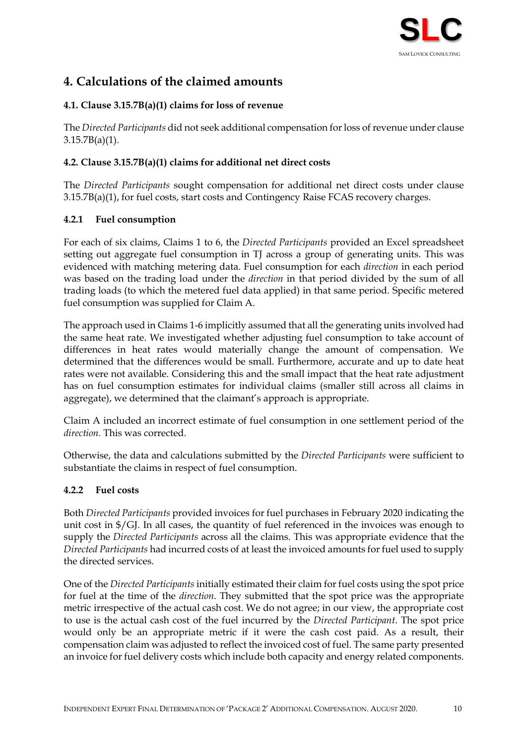## 4. Calculations of the claimed amounts

### 4.1. Clause 3.15.7B(a)(1) claims for loss of revenue

The *Directed Participants* did not seek additional compensation for loss of revenue under clause 3.15.7B(a)(1).

### 4.2. Clause 3.15.7B(a)(1) claims for additional net direct costs

The *Directed Participants* sought compensation for additional net direct costs under clause 3.15.7B(a)(1), for fuel costs, start costs and Contingency Raise FCAS recovery charges.

#### 4.2.1 Fuel consumption

For each of six claims, Claims 1 to 6, the *Directed Participants* provided an Excel spreadsheet setting out aggregate fuel consumption in TJ across a group of generating units. This was evidenced with matching metering data. Fuel consumption for each *direction* in each period was based on the trading load under the *direction* in that period divided by the sum of all trading loads (to which the metered fuel data applied) in that same period. Specific metered fuel consumption was supplied for Claim A.

The approach used in Claims 1-6 implicitly assumed that all the generating units involved had the same heat rate. We investigated whether adjusting fuel consumption to take account of differences in heat rates would materially change the amount of compensation. We determined that the differences would be small. Furthermore, accurate and up to date heat rates were not available. Considering this and the small impact that the heat rate adjustment has on fuel consumption estimates for individual claims (smaller still across all claims in aggregate), we determined that the claimant's approach is appropriate.

Claim A included an incorrect estimate of fuel consumption in one settlement period of the *direction*. This was corrected.

Otherwise, the data and calculations submitted by the *Directed Participants* were sufficient to substantiate the claims in respect of fuel consumption.

#### 4.2.2 Fuel costs

Both *Directed Participants* provided invoices for fuel purchases in February 2020 indicating the unit cost in $/GJ. In all cases, the quantity of fuel referenced in the invoices was enough to supply the *Directed Participants* across all the claims. This was appropriate evidence that the *Directed Participants* had incurred costs of at least the invoiced amounts for fuel used to supply the directed services.

One of the *Directed Participants* initially estimated their claim for fuel costs using the spot price for fuel at the time of the *direction*. They submitted that the spot price was the appropriate metric irrespective of the actual cash cost. We do not agree; in our view, the appropriate cost to use is the actual cash cost of the fuel incurred by the *Directed Participant*. The spot price would only be an appropriate metric if it were the cash cost paid. As a result, their compensation claim was adjusted to reflect the invoiced cost of fuel. The same party presented an invoice for fuel delivery costs which include both capacity and energy related components.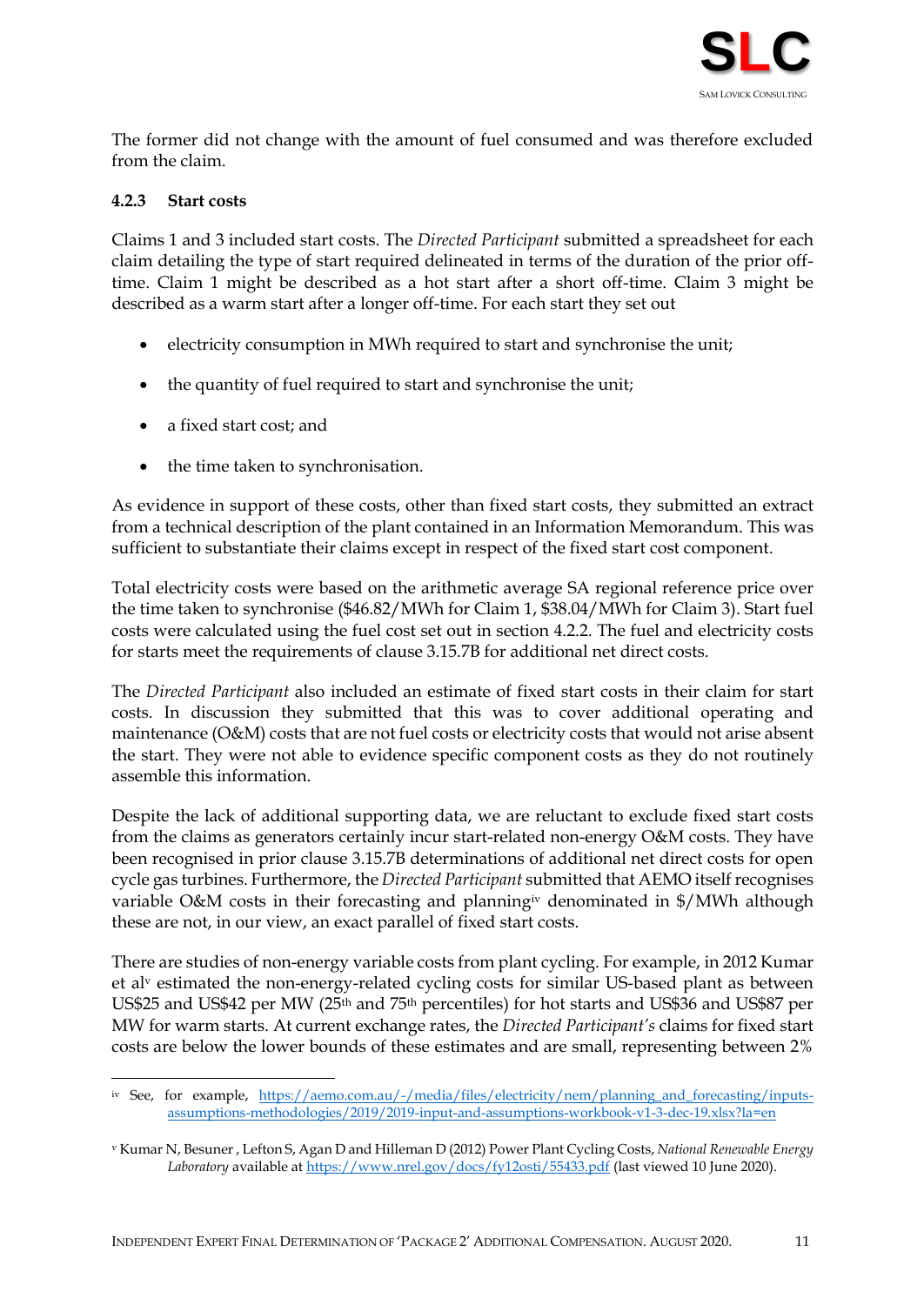The former did not change with the amount of fuel consumed and was therefore excluded from the claim.

### 4.2.3 Start costs

Claims 1 and 3 included start costs. The *Directed Participant* submitted a spreadsheet for each claim detailing the type of start required delineated in terms of the duration of the prior off-time. Claim 1 might be described as a hot start after a short off-time. Claim 3 might be described as a warm start after a longer off-time. For each start they set out

- electricity consumption in MWh required to start and synchronise the unit;
- the quantity of fuel required to start and synchronise the unit;
- a fixed start cost; and
- the time taken to synchronisation.

As evidence in support of these costs, other than fixed start costs, they submitted an extract from a technical description of the plant contained in an Information Memorandum. This was sufficient to substantiate their claims except in respect of the fixed start cost component.

Total electricity costs were based on the arithmetic average SA regional reference price over the time taken to synchronise ($46.82/MWh for Claim 1, $38.04/MWh for Claim 3). Start fuel costs were calculated using the fuel cost set out in section 4.2.2. The fuel and electricity costs for starts meet the requirements of clause 3.15.7B for additional net direct costs.

The *Directed Participant* also included an estimate of fixed start costs in their claim for start costs. In discussion they submitted that this was to cover additional operating and maintenance (O&M) costs that are not fuel costs or electricity costs that would not arise absent the start. They were not able to evidence specific component costs as they do not routinely assemble this information.

Despite the lack of additional supporting data, we are reluctant to exclude fixed start costs from the claims as generators certainly incur start-related non-energy O&M costs. They have been recognised in prior clause 3.15.7B determinations of additional net direct costs for open cycle gas turbines. Furthermore, the *Directed Participant* submitted that AEMO itself recognises variable O&M costs in their forecasting and planning[iv] denominated in $/MWh although these are not, in our view, an exact parallel of fixed start costs.

There are studies of non-energy variable costs from plant cycling. For example, in 2012 Kumar et al[v] estimated the non-energy-related cycling costs for similar US-based plant as between US$25 and US$42 per MW (25th and 75th percentiles) for hot starts and US$36 and US$87 per MW for warm starts. At current exchange rates, the *Directed Participant's* claims for fixed start costs are below the lower bounds of these estimates and are small, representing between 2%

---

[iv] See, for example, https://aemo.com.au/-/media/files/electricity/nem/planning_and_forecasting/inputs-assumptions-methodologies/2019/2019-input-and-assumptions-workbook-v1-3-dec-19.xlsx?la=en

[v] Kumar N, Besuner , Lefton S, Agan D and Hilleman D (2012) Power Plant Cycling Costs, *National Renewable Energy Laboratory* available at https://www.nrel.gov/docs/fy12osti/55433.pdf (last viewed 10 June 2020).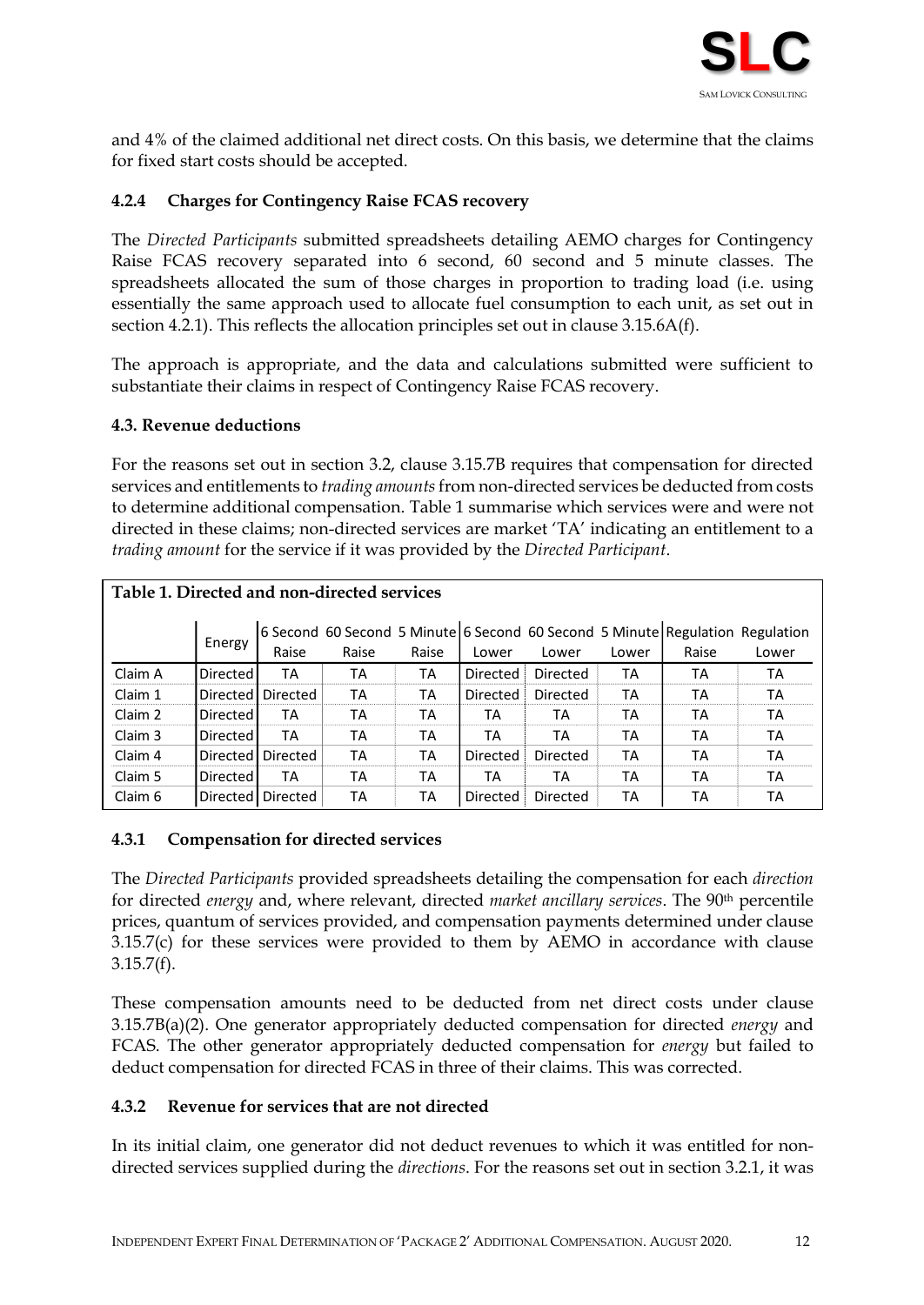and 4% of the claimed additional net direct costs. On this basis, we determine that the claims for fixed start costs should be accepted.

### 4.2.4 Charges for Contingency Raise FCAS recovery

The *Directed Participants* submitted spreadsheets detailing AEMO charges for Contingency Raise FCAS recovery separated into 6 second, 60 second and 5 minute classes. The spreadsheets allocated the sum of those charges in proportion to trading load (i.e. using essentially the same approach used to allocate fuel consumption to each unit, as set out in section 4.2.1). This reflects the allocation principles set out in clause 3.15.6A(f).

The approach is appropriate, and the data and calculations submitted were sufficient to substantiate their claims in respect of Contingency Raise FCAS recovery.

### 4.3. Revenue deductions

For the reasons set out in section 3.2, clause 3.15.7B requires that compensation for directed services and entitlements to *trading amounts* from non-directed services be deducted from costs to determine additional compensation. Table 1 summarise which services were and were not directed in these claims; non-directed services are market 'TA' indicating an entitlement to a *trading amount* for the service if it was provided by the *Directed Participant*.

**Table 1. Directed and non-directed services**

| | Energy | 6 Second Raise | 60 Second Raise | 5 Minute Raise | 6 Second Lower | 60 Second Lower | 5 Minute Lower | Regulation Raise | Regulation Lower |
|---|---|---|---|---|---|---|---|---|---|
| Claim A | Directed | TA | TA | TA | Directed | Directed | TA | TA | TA |
| Claim 1 | Directed | Directed | TA | TA | Directed | Directed | TA | TA | TA |
| Claim 2 | Directed | TA | TA | TA | TA | TA | TA | TA | TA |
| Claim 3 | Directed | TA | TA | TA | TA | TA | TA | TA | TA |
| Claim 4 | Directed | Directed | TA | TA | Directed | Directed | TA | TA | TA |
| Claim 5 | Directed | TA | TA | TA | TA | TA | TA | TA | TA |
| Claim 6 | Directed | Directed | TA | TA | Directed | Directed | TA | TA | TA |

### 4.3.1 Compensation for directed services

The *Directed Participants* provided spreadsheets detailing the compensation for each *direction* for directed *energy* and, where relevant, directed *market ancillary services*. The 90th percentile prices, quantum of services provided, and compensation payments determined under clause 3.15.7(c) for these services were provided to them by AEMO in accordance with clause 3.15.7(f).

These compensation amounts need to be deducted from net direct costs under clause 3.15.7B(a)(2). One generator appropriately deducted compensation for directed *energy* and FCAS. The other generator appropriately deducted compensation for *energy* but failed to deduct compensation for directed FCAS in three of their claims. This was corrected.

### 4.3.2 Revenue for services that are not directed

In its initial claim, one generator did not deduct revenues to which it was entitled for non-directed services supplied during the *directions*. For the reasons set out in section 3.2.1, it was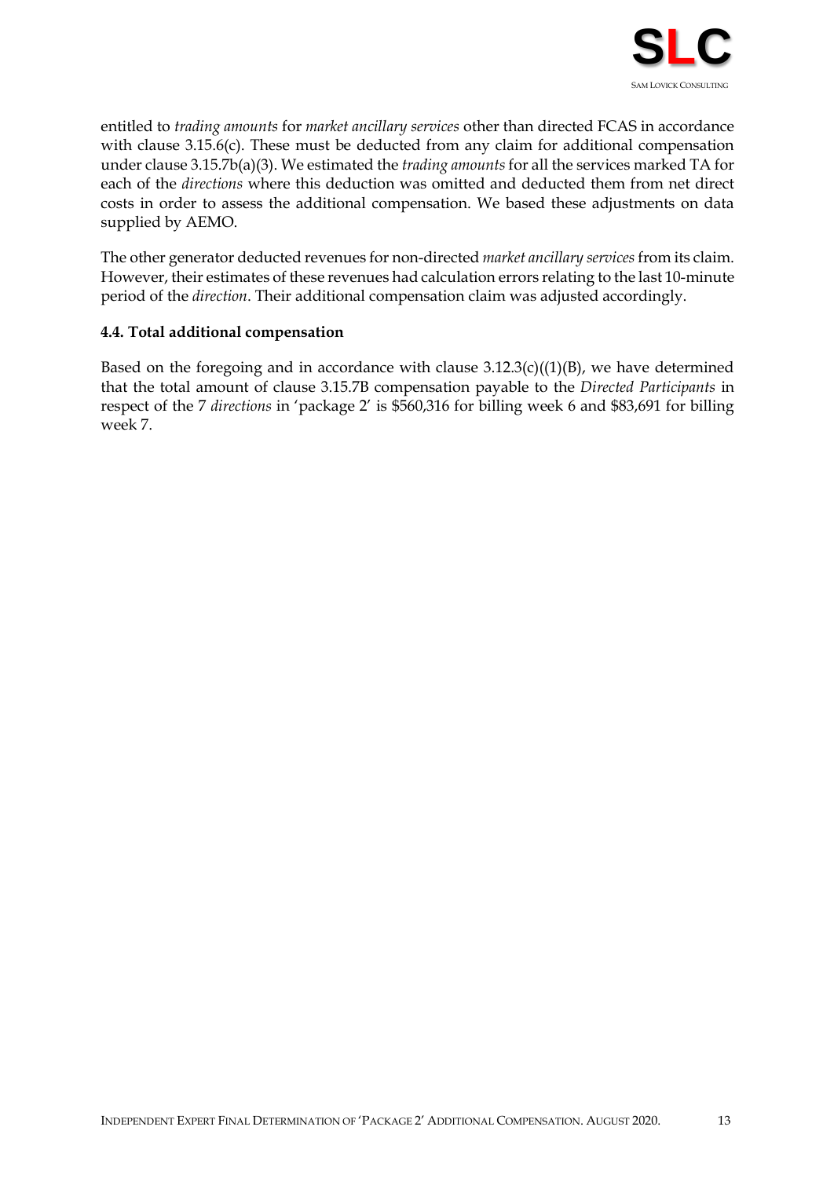entitled to *trading amounts* for *market ancillary services* other than directed FCAS in accordance with clause 3.15.6(c). These must be deducted from any claim for additional compensation under clause 3.15.7b(a)(3). We estimated the *trading amounts* for all the services marked TA for each of the *directions* where this deduction was omitted and deducted them from net direct costs in order to assess the additional compensation. We based these adjustments on data supplied by AEMO.

The other generator deducted revenues for non-directed *market ancillary services* from its claim. However, their estimates of these revenues had calculation errors relating to the last 10-minute period of the *direction*. Their additional compensation claim was adjusted accordingly.

### 4.4. Total additional compensation

Based on the foregoing and in accordance with clause 3.12.3(c)((1)(B), we have determined that the total amount of clause 3.15.7B compensation payable to the *Directed Participants* in respect of the 7 *directions* in 'package 2' is $560,316 for billing week 6 and $83,691 for billing week 7.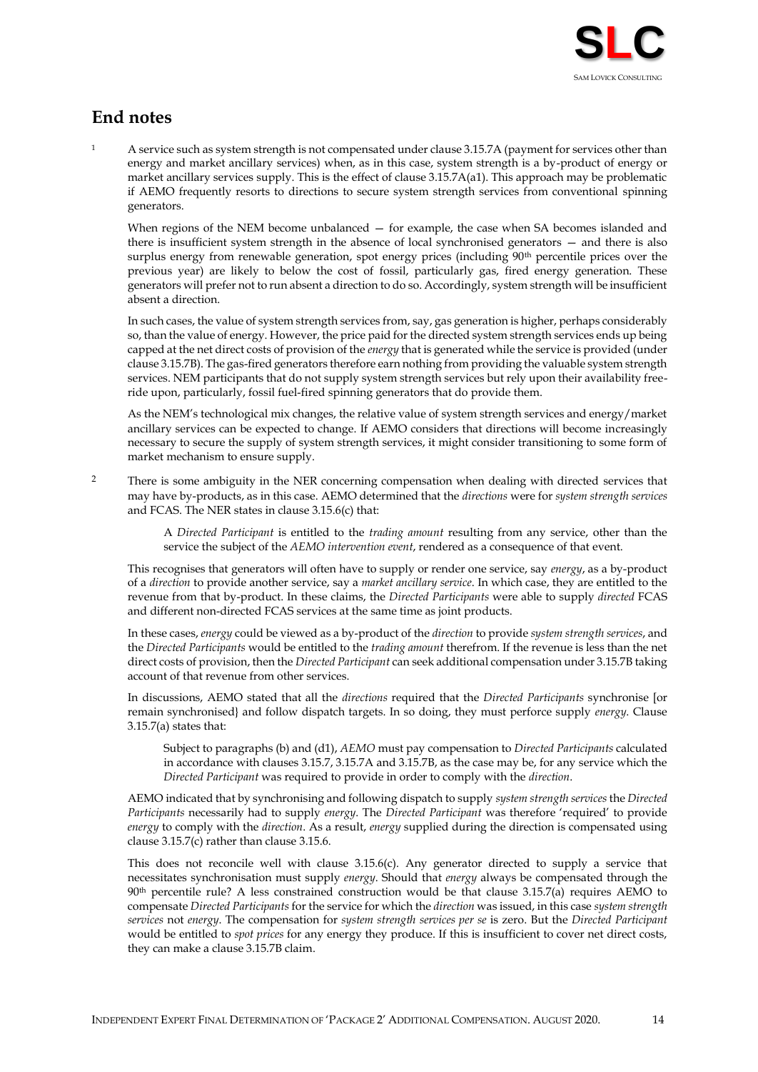## End notes

1 A service such as system strength is not compensated under clause 3.15.7A (payment for services other than energy and market ancillary services) when, as in this case, system strength is a by-product of energy or market ancillary services supply. This is the effect of clause 3.15.7A(a1). This approach may be problematic if AEMO frequently resorts to directions to secure system strength services from conventional spinning generators.

When regions of the NEM become unbalanced — for example, the case when SA becomes islanded and there is insufficient system strength in the absence of local synchronised generators — and there is also surplus energy from renewable generation, spot energy prices (including 90th percentile prices over the previous year) are likely to below the cost of fossil, particularly gas, fired energy generation. These generators will prefer not to run absent a direction to do so. Accordingly, system strength will be insufficient absent a direction.

In such cases, the value of system strength services from, say, gas generation is higher, perhaps considerably so, than the value of energy. However, the price paid for the directed system strength services ends up being capped at the net direct costs of provision of the *energy* that is generated while the service is provided (under clause 3.15.7B). The gas-fired generators therefore earn nothing from providing the valuable system strength services. NEM participants that do not supply system strength services but rely upon their availability free-ride upon, particularly, fossil fuel-fired spinning generators that do provide them.

As the NEM's technological mix changes, the relative value of system strength services and energy/market ancillary services can be expected to change. If AEMO considers that directions will become increasingly necessary to secure the supply of system strength services, it might consider transitioning to some form of market mechanism to ensure supply.

2 There is some ambiguity in the NER concerning compensation when dealing with directed services that may have by-products, as in this case. AEMO determined that the *directions* were for *system strength services* and FCAS. The NER states in clause 3.15.6(c) that:

> A *Directed Participant* is entitled to the *trading amount* resulting from any service, other than the service the subject of the *AEMO intervention event*, rendered as a consequence of that event.

This recognises that generators will often have to supply or render one service, say *energy*, as a by-product of a *direction* to provide another service, say a *market ancillary service*. In which case, they are entitled to the revenue from that by-product. In these claims, the *Directed Participants* were able to supply *directed* FCAS and different non-directed FCAS services at the same time as joint products.

In these cases, *energy* could be viewed as a by-product of the *direction* to provide *system strength services*, and the *Directed Participants* would be entitled to the *trading amount* therefrom. If the revenue is less than the net direct costs of provision, then the *Directed Participant* can seek additional compensation under 3.15.7B taking account of that revenue from other services.

In discussions, AEMO stated that all the *directions* required that the *Directed Participants* synchronise [or remain synchronised} and follow dispatch targets. In so doing, they must perforce supply *energy*. Clause 3.15.7(a) states that:

> Subject to paragraphs (b) and (d1), *AEMO* must pay compensation to *Directed Participants* calculated in accordance with clauses 3.15.7, 3.15.7A and 3.15.7B, as the case may be, for any service which the *Directed Participant* was required to provide in order to comply with the *direction*.

AEMO indicated that by synchronising and following dispatch to supply *system strength services* the *Directed Participants* necessarily had to supply *energy*. The *Directed Participant* was therefore 'required' to provide *energy* to comply with the *direction*. As a result, *energy* supplied during the direction is compensated using clause 3.15.7(c) rather than clause 3.15.6.

This does not reconcile well with clause 3.15.6(c). Any generator directed to supply a service that necessitates synchronisation must supply *energy*. Should that *energy* always be compensated through the 90th percentile rule? A less constrained construction would be that clause 3.15.7(a) requires AEMO to compensate *Directed Participants* for the service for which the *direction* was issued, in this case *system strength services* not *energy*. The compensation for *system strength services per se* is zero. But the *Directed Participant* would be entitled to *spot prices* for any energy they produce. If this is insufficient to cover net direct costs, they can make a clause 3.15.7B claim.